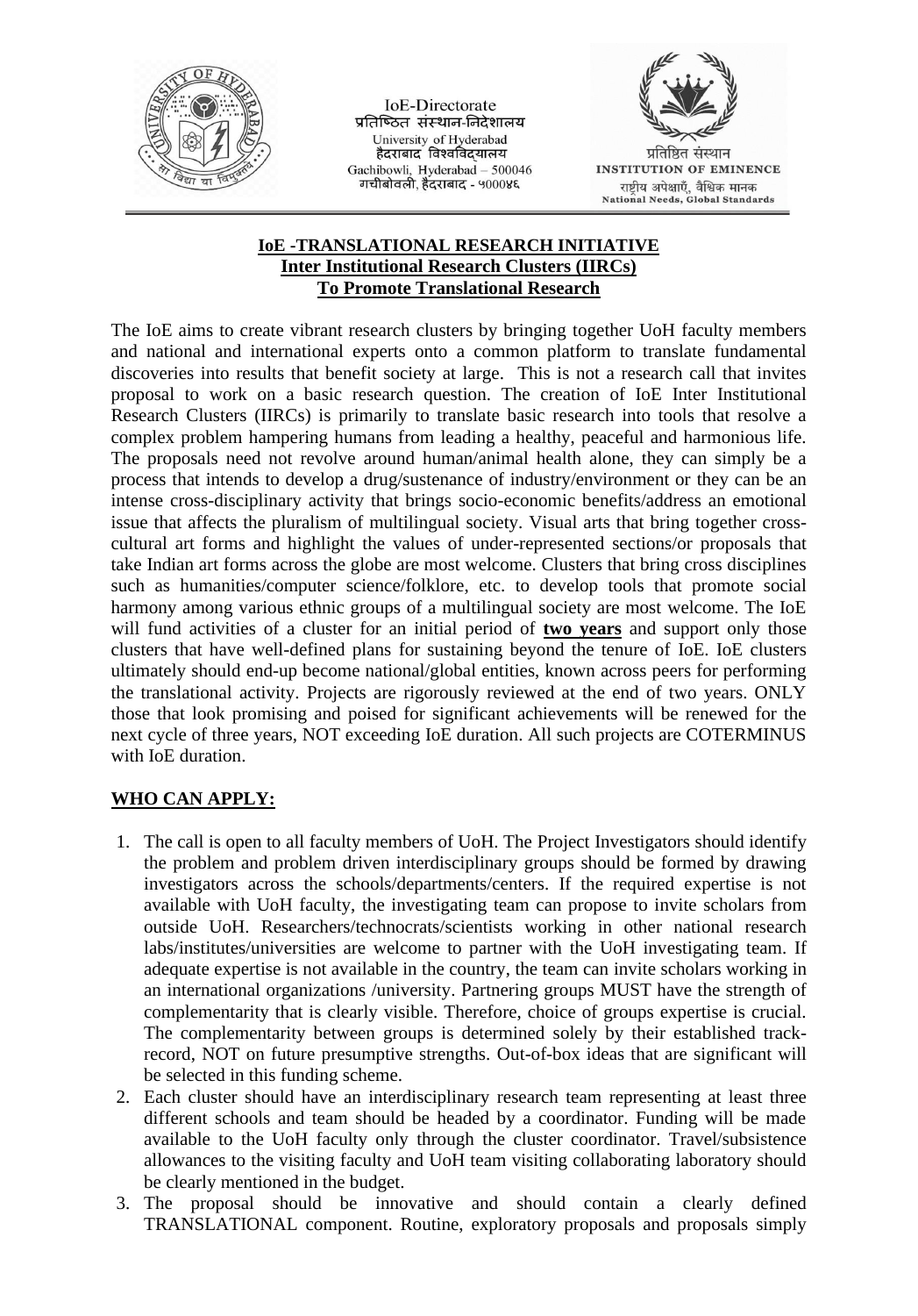IoE-Directorate
प्रतिष्ठित संस्थान-निदेशालय
University of Hyderabad
हैदराबाद विश्वविद्यालय
Gachibowli, Hyderabad – 500046
गचीबोवली, हैदराबाद - ५०००४६

प्रतिष्ठित संस्थान
INSTITUTION OF EMINENCE
राष्ट्रीय अपेक्षाएँ, वैश्विक मानक
National Needs, Global Standards

**IoE -TRANSLATIONAL RESEARCH INITIATIVE**
**Inter Institutional Research Clusters (IIRCs)**
**To Promote Translational Research**

The IoE aims to create vibrant research clusters by bringing together UoH faculty members and national and international experts onto a common platform to translate fundamental discoveries into results that benefit society at large. This is not a research call that invites proposal to work on a basic research question. The creation of IoE Inter Institutional Research Clusters (IIRCs) is primarily to translate basic research into tools that resolve a complex problem hampering humans from leading a healthy, peaceful and harmonious life. The proposals need not revolve around human/animal health alone, they can simply be a process that intends to develop a drug/sustenance of industry/environment or they can be an intense cross-disciplinary activity that brings socio-economic benefits/address an emotional issue that affects the pluralism of multilingual society. Visual arts that bring together cross-cultural art forms and highlight the values of under-represented sections/or proposals that take Indian art forms across the globe are most welcome. Clusters that bring cross disciplines such as humanities/computer science/folklore, etc. to develop tools that promote social harmony among various ethnic groups of a multilingual society are most welcome. The IoE will fund activities of a cluster for an initial period of **two years** and support only those clusters that have well-defined plans for sustaining beyond the tenure of IoE. IoE clusters ultimately should end-up become national/global entities, known across peers for performing the translational activity. Projects are rigorously reviewed at the end of two years. ONLY those that look promising and poised for significant achievements will be renewed for the next cycle of three years, NOT exceeding IoE duration. All such projects are COTERMINUS with IoE duration.

## WHO CAN APPLY:

1. The call is open to all faculty members of UoH. The Project Investigators should identify the problem and problem driven interdisciplinary groups should be formed by drawing investigators across the schools/departments/centers. If the required expertise is not available with UoH faculty, the investigating team can propose to invite scholars from outside UoH. Researchers/technocrats/scientists working in other national research labs/institutes/universities are welcome to partner with the UoH investigating team. If adequate expertise is not available in the country, the team can invite scholars working in an international organizations /university. Partnering groups MUST have the strength of complementarity that is clearly visible. Therefore, choice of groups expertise is crucial. The complementarity between groups is determined solely by their established track-record, NOT on future presumptive strengths. Out-of-box ideas that are significant will be selected in this funding scheme.
2. Each cluster should have an interdisciplinary research team representing at least three different schools and team should be headed by a coordinator. Funding will be made available to the UoH faculty only through the cluster coordinator. Travel/subsistence allowances to the visiting faculty and UoH team visiting collaborating laboratory should be clearly mentioned in the budget.
3. The proposal should be innovative and should contain a clearly defined TRANSLATIONAL component. Routine, exploratory proposals and proposals simply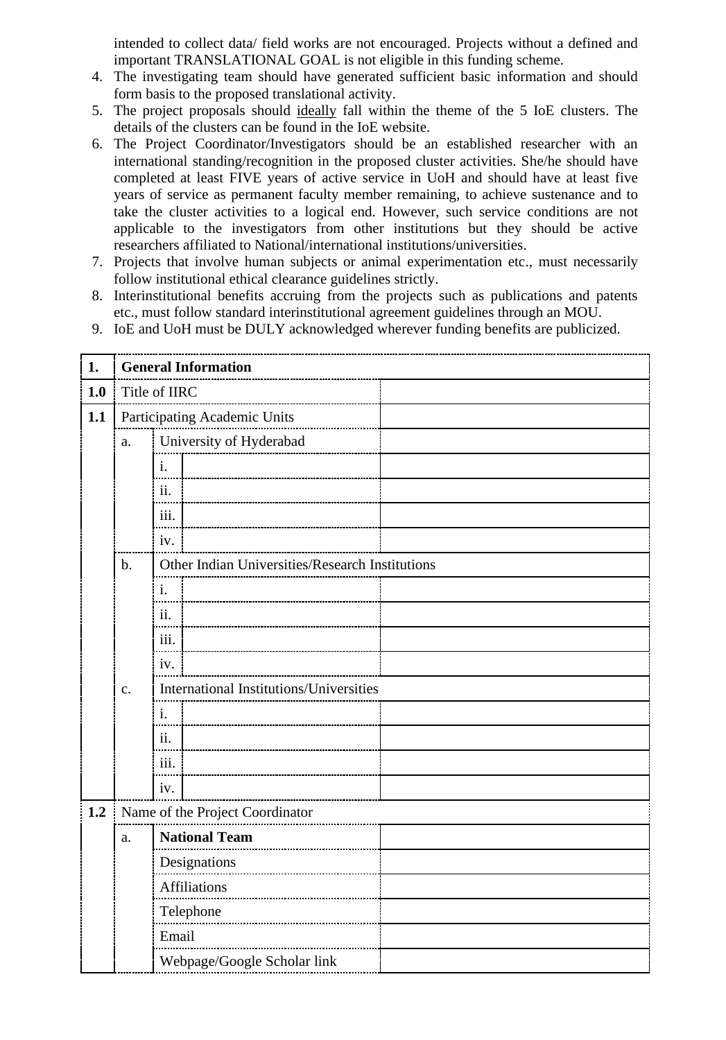intended to collect data/ field works are not encouraged. Projects without a defined and important TRANSLATIONAL GOAL is not eligible in this funding scheme.

4. The investigating team should have generated sufficient basic information and should form basis to the proposed translational activity.
5. The project proposals should ideally fall within the theme of the 5 IoE clusters. The details of the clusters can be found in the IoE website.
6. The Project Coordinator/Investigators should be an established researcher with an international standing/recognition in the proposed cluster activities. She/he should have completed at least FIVE years of active service in UoH and should have at least five years of service as permanent faculty member remaining, to achieve sustenance and to take the cluster activities to a logical end. However, such service conditions are not applicable to the investigators from other institutions but they should be active researchers affiliated to National/international institutions/universities.
7. Projects that involve human subjects or animal experimentation etc., must necessarily follow institutional ethical clearance guidelines strictly.
8. Interinstitutional benefits accruing from the projects such as publications and patents etc., must follow standard interinstitutional agreement guidelines through an MOU.
9. IoE and UoH must be DULY acknowledged wherever funding benefits are publicized.

| **1.** | **General Information** | | | |
|---|---|---|---|---|
| **1.0** | Title of IIRC | | | |
| **1.1** | Participating Academic Units | | | |
| | a. | University of Hyderabad | | |
| | | i. | | |
| | | ii. | | |
| | | iii. | | |
| | | iv. | | |
| | b. | Other Indian Universities/Research Institutions | | |
| | | i. | | |
| | | ii. | | |
| | | iii. | | |
| | | iv. | | |
| | c. | International Institutions/Universities | | |
| | | i. | | |
| | | ii. | | |
| | | iii. | | |
| | | iv. | | |
| **1.2** | Name of the Project Coordinator | | | |
| | a. | **National Team** | | |
| | | Designations | | |
| | | Affiliations | | |
| | | Telephone | | |
| | | Email | | |
| | | Webpage/Google Scholar link | | |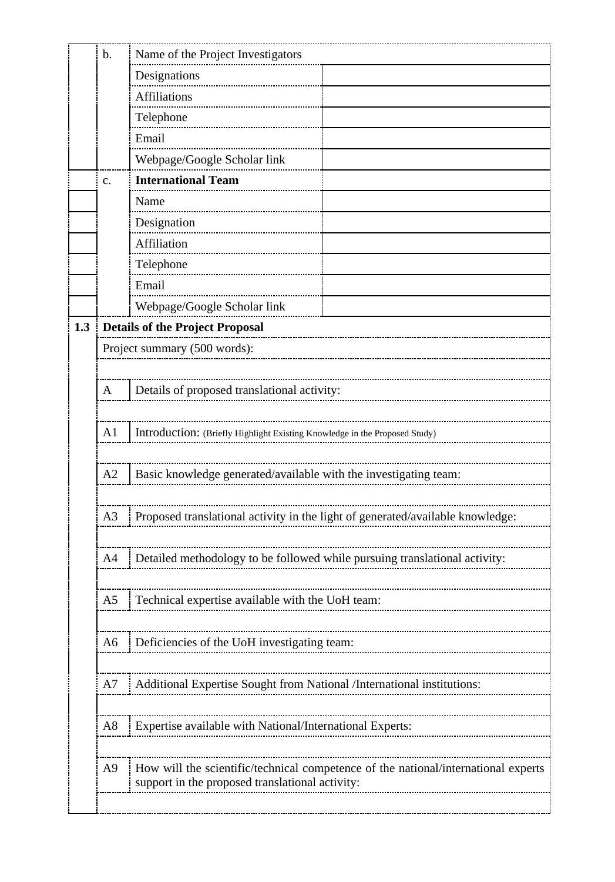| | | | |
|---|---|---|---|
| | b. | Name of the Project Investigators | |
| | | Designations | |
| | | Affiliations | |
| | | Telephone | |
| | | Email | |
| | | Webpage/Google Scholar link | |
| | c. | **International Team** | |
| | | Name | |
| | | Designation | |
| | | Affiliation | |
| | | Telephone | |
| | | Email | |
| | | Webpage/Google Scholar link | |
| **1.3** | **Details of the Project Proposal** | | |
| | Project summary (500 words): | | |
| | | | |
| | A | Details of proposed translational activity: | |
| | | | |
| | A1 | Introduction: (Briefly Highlight Existing Knowledge in the Proposed Study) | |
| | | | |
| | A2 | Basic knowledge generated/available with the investigating team: | |
| | | | |
| | A3 | Proposed translational activity in the light of generated/available knowledge: | |
| | | | |
| | A4 | Detailed methodology to be followed while pursuing translational activity: | |
| | | | |
| | A5 | Technical expertise available with the UoH team: | |
| | | | |
| | A6 | Deficiencies of the UoH investigating team: | |
| | | | |
| | A7 | Additional Expertise Sought from National /International institutions: | |
| | | | |
| | A8 | Expertise available with National/International Experts: | |
| | | | |
| | A9 | How will the scientific/technical competence of the national/international experts support in the proposed translational activity: | |
| | | | |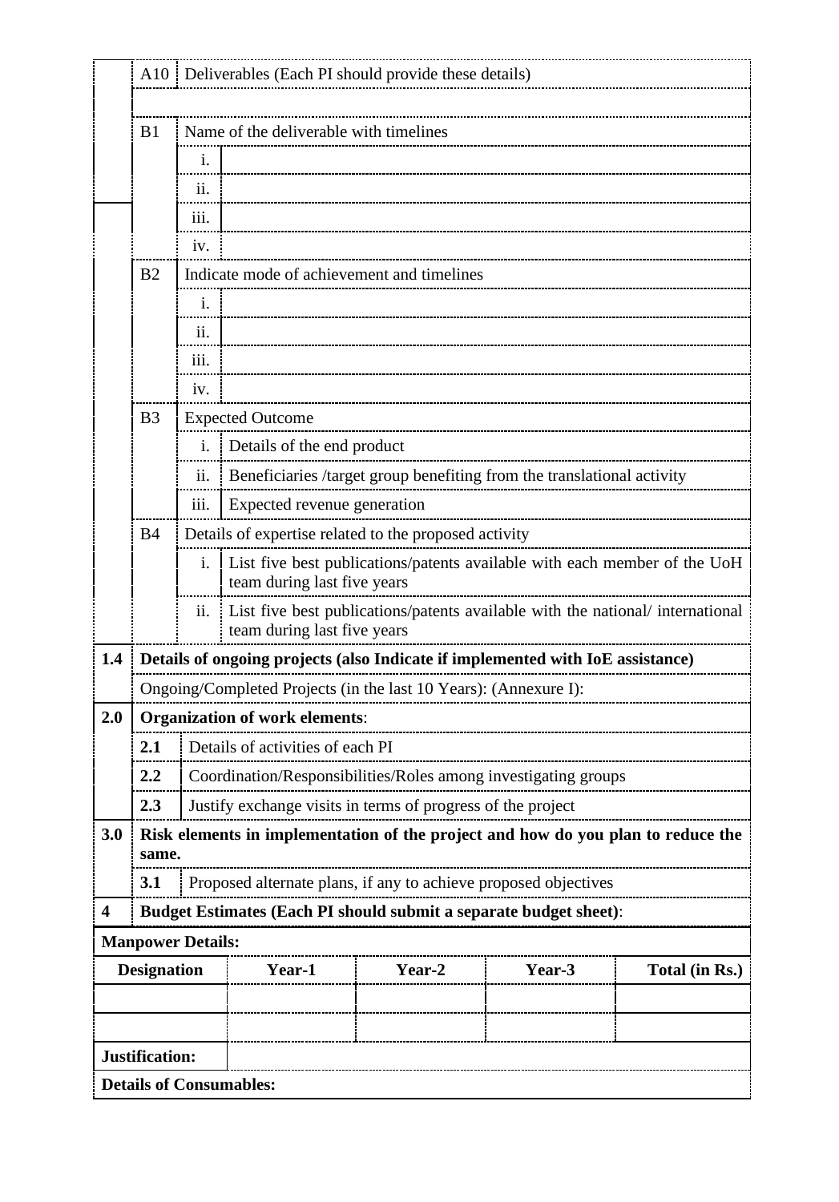| | | | |
|---|---|---|---|
| | A10 | Deliverables (Each PI should provide these details) | |
| | | | |
| | B1 | Name of the deliverable with timelines | |
| | | i. | |
| | | ii. | |
| | | iii. | |
| | | iv. | |
| | B2 | Indicate mode of achievement and timelines | |
| | | i. | |
| | | ii. | |
| | | iii. | |
| | | iv. | |
| | B3 | Expected Outcome | |
| | | i. | Details of the end product |
| | | ii. | Beneficiaries /target group benefiting from the translational activity |
| | | iii. | Expected revenue generation |
| | B4 | Details of expertise related to the proposed activity | |
| | | i. | List five best publications/patents available with each member of the UoH team during last five years |
| | | ii. | List five best publications/patents available with the national/ international team during last five years |
| **1.4** | **Details of ongoing projects (also Indicate if implemented with IoE assistance)** | | |
| | Ongoing/Completed Projects (in the last 10 Years): (Annexure I): | | |
| **2.0** | **Organization of work elements**: | | |
| | **2.1** | Details of activities of each PI | |
| | **2.2** | Coordination/Responsibilities/Roles among investigating groups | |
| | **2.3** | Justify exchange visits in terms of progress of the project | |
| **3.0** | **Risk elements in implementation of the project and how do you plan to reduce the same.** | | |
| | **3.1** | Proposed alternate plans, if any to achieve proposed objectives | |
| **4** | **Budget Estimates (Each PI should submit a separate budget sheet)**: | | |

**Manpower Details:**

| Designation | Year-1 | Year-2 | Year-3 | Total (in Rs.) |
|---|---|---|---|---|
| | | | | |
| | | | | |
| **Justification:** | | | | |

**Details of Consumables:**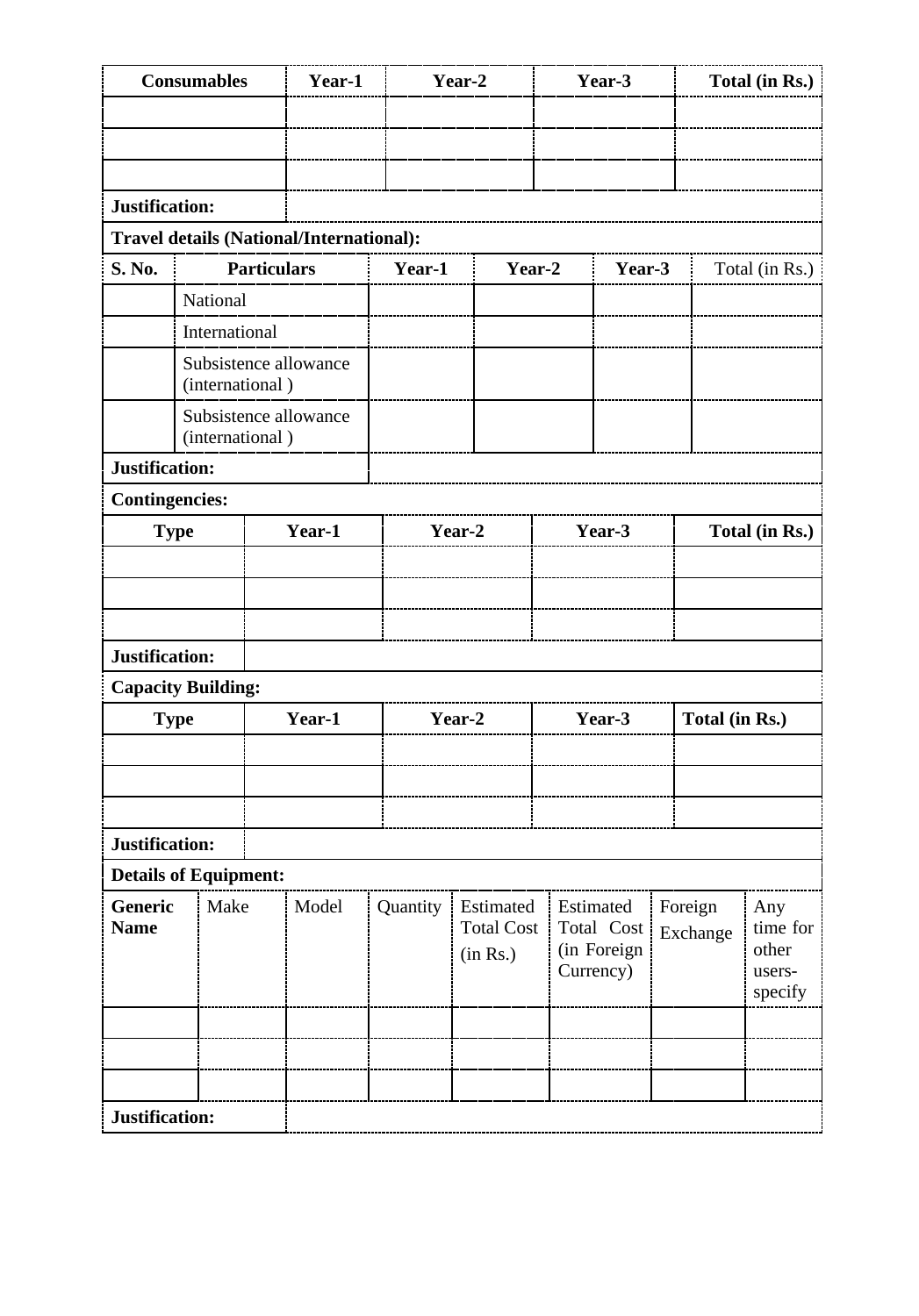| Consumables | Year-1 | Year-2 | Year-3 | Total (in Rs.) |
|---|---|---|---|---|
| | | | | |
| | | | | |
| | | | | |
| **Justification:** | | | | |

**Travel details (National/International):**

| S. No. | Particulars | Year-1 | Year-2 | Year-3 | Total (in Rs.) |
|---|---|---|---|---|---|
| | National | | | | |
| | International | | | | |
| | Subsistence allowance (international ) | | | | |
| | Subsistence allowance (international ) | | | | |
| **Justification:** | | | | | |

**Contingencies:**

| Type | Year-1 | Year-2 | Year-3 | Total (in Rs.) |
|---|---|---|---|---|
| | | | | |
| | | | | |
| | | | | |
| **Justification:** | | | | |

**Capacity Building:**

| Type | Year-1 | Year-2 | Year-3 | Total (in Rs.) |
|---|---|---|---|---|
| | | | | |
| | | | | |
| | | | | |
| **Justification:** | | | | |

**Details of Equipment:**

| **Generic Name** | Make | Model | Quantity | Estimated Total Cost (in Rs.) | Estimated Total Cost (in Foreign Currency) | Foreign Exchange | Any time for other users- specify |
|---|---|---|---|---|---|---|---|
| | | | | | | | |
| | | | | | | | |
| | | | | | | | |
| **Justification:** | | | | | | | |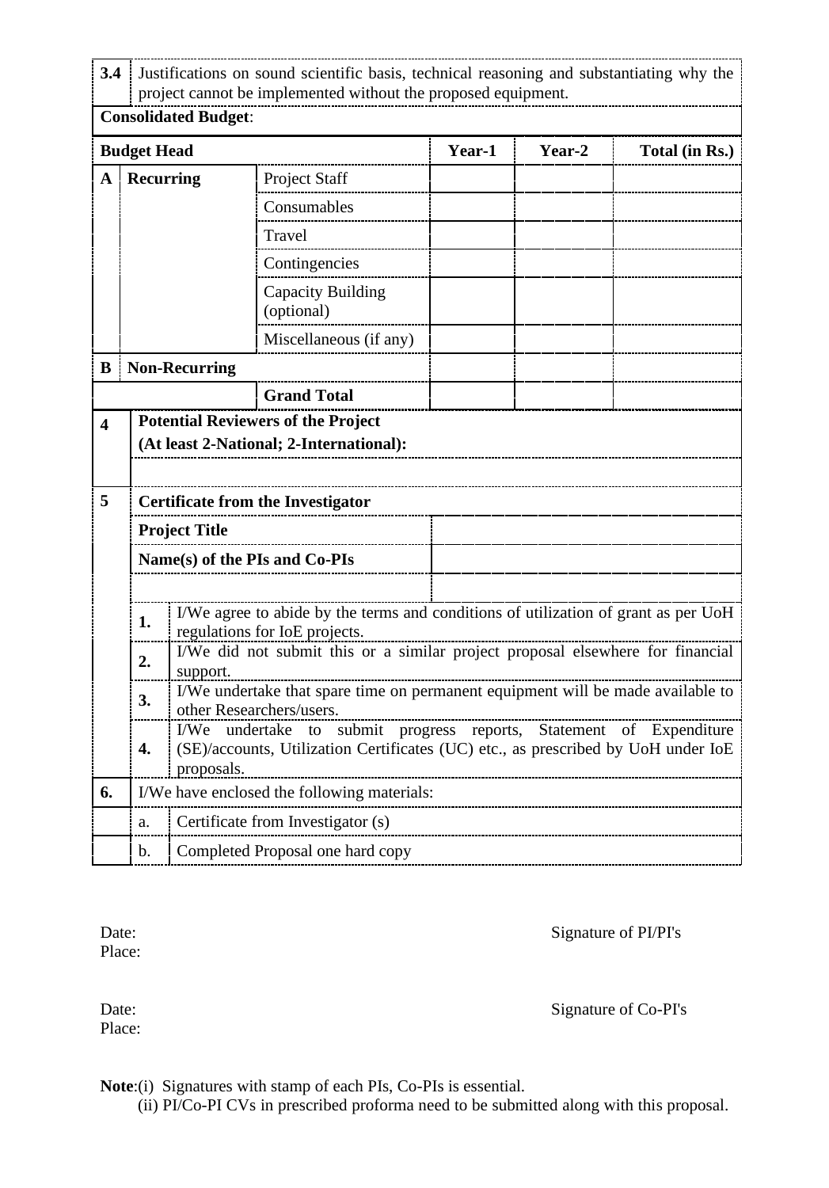| 3.4 | Justifications on sound scientific basis, technical reasoning and substantiating why the project cannot be implemented without the proposed equipment. |
|---|---|

**Consolidated Budget**:

| Budget Head | | | Year-1 | Year-2 | Total (in Rs.) |
|---|---|---|---|---|---|
| **A** | **Recurring** | Project Staff | | | |
| | | Consumables | | | |
| | | Travel | | | |
| | | Contingencies | | | |
| | | Capacity Building (optional) | | | |
| | | Miscellaneous (if any) | | | |
| **B** | **Non-Recurring** | | | | |
| | | **Grand Total** | | | |

**4** **Potential Reviewers of the Project**
**(At least 2-National; 2-International):**

**5** **Certificate from the Investigator**

| **Project Title** | |
|---|---|
| **Name(s) of the PIs and Co-PIs** | |
| | |

1. I/We agree to abide by the terms and conditions of utilization of grant as per UoH regulations for IoE projects.
2. I/We did not submit this or a similar project proposal elsewhere for financial support.
3. I/We undertake that spare time on permanent equipment will be made available to other Researchers/users.
4. I/We undertake to submit progress reports, Statement of Expenditure (SE)/accounts, Utilization Certificates (UC) etc., as prescribed by UoH under IoE proposals.

**6.** I/We have enclosed the following materials:

a. Certificate from Investigator (s)
b. Completed Proposal one hard copy

Date: Signature of PI/PI's
Place:

Date: Signature of Co-PI's
Place:

**Note**:(i) Signatures with stamp of each PIs, Co-PIs is essential.
(ii) PI/Co-PI CVs in prescribed proforma need to be submitted along with this proposal.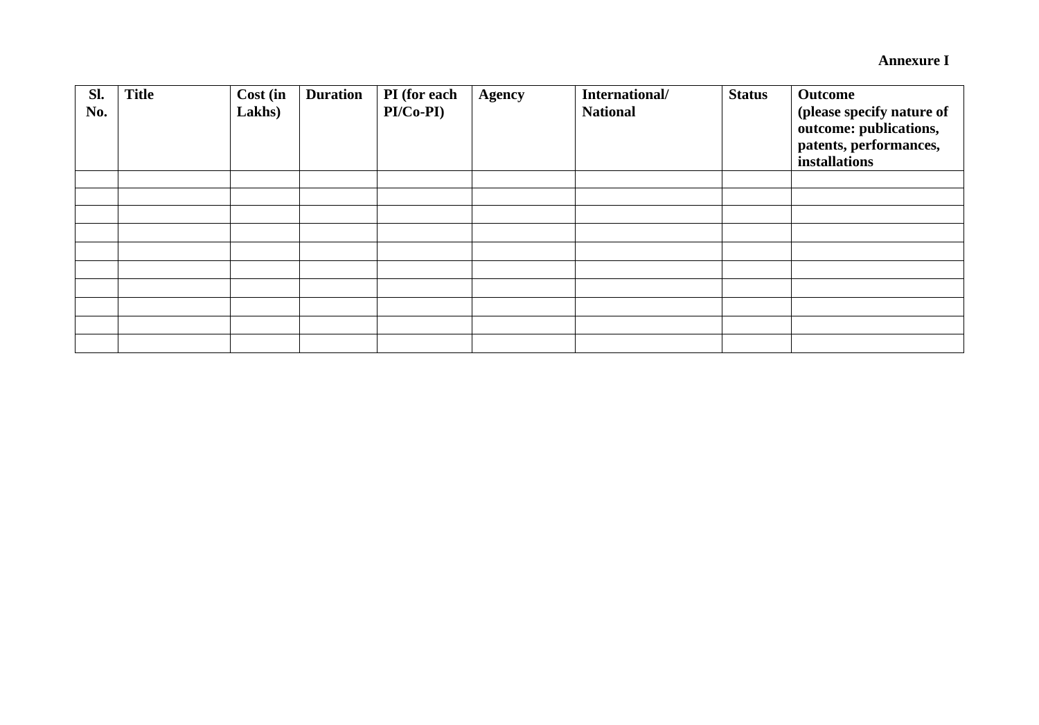**Annexure I**

| Sl. No. | Title | Cost (in Lakhs) | Duration | PI (for each PI/Co-PI) | Agency | International/ National | Status | Outcome (please specify nature of outcome: publications, patents, performances, installations |
|---|---|---|---|---|---|---|---|---|
| | | | | | | | | |
| | | | | | | | | |
| | | | | | | | | |
| | | | | | | | | |
| | | | | | | | | |
| | | | | | | | | |
| | | | | | | | | |
| | | | | | | | | |
| | | | | | | | | |
| | | | | | | | | |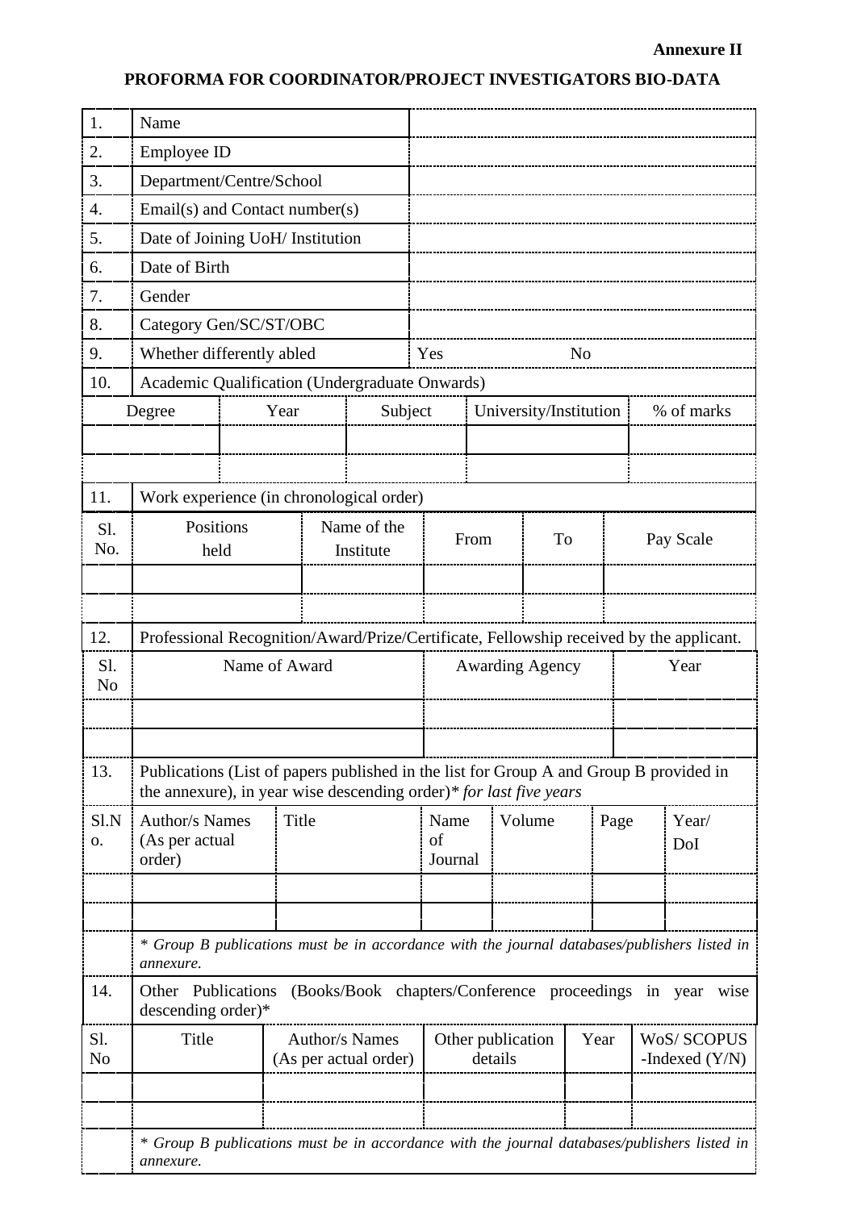**Annexure II**

## PROFORMA FOR COORDINATOR/PROJECT INVESTIGATORS BIO-DATA

| | | |
|---|---|---|
| 1. | Name | |
| 2. | Employee ID | |
| 3. | Department/Centre/School | |
| 4. | Email(s) and Contact number(s) | |
| 5. | Date of Joining UoH/ Institution | |
| 6. | Date of Birth | |
| 7. | Gender | |
| 8. | Category Gen/SC/ST/OBC | |
| 9. | Whether differently abled | Yes No |
| 10. | Academic Qualification (Undergraduate Onwards) | |

| Degree | Year | Subject | University/Institution | % of marks |
|---|---|---|---|---|
| | | | | |
| | | | | |

**11.** Work experience (in chronological order)

| Sl. No. | Positions held | Name of the Institute | From | To | Pay Scale |
|---|---|---|---|---|---|
| | | | | | |
| | | | | | |

**12.** Professional Recognition/Award/Prize/Certificate, Fellowship received by the applicant.

| Sl. No | Name of Award | Awarding Agency | Year |
|---|---|---|---|
| | | | |
| | | | |

**13.** Publications (List of papers published in the list for Group A and Group B provided in the annexure), in year wise descending order)* *for last five years*

| Sl.No. | Author/s Names (As per actual order) | Title | Name of Journal | Volume | Page | Year/ DoI |
|---|---|---|---|---|---|---|
| | | | | | | |
| | | | | | | |

*\* Group B publications must be in accordance with the journal databases/publishers listed in annexure.*

**14.** Other Publications (Books/Book chapters/Conference proceedings in year wise descending order)*

| Sl. No | Title | Author/s Names (As per actual order) | Other publication details | Year | WoS/ SCOPUS -Indexed (Y/N) |
|---|---|---|---|---|---|
| | | | | | |
| | | | | | |

*\* Group B publications must be in accordance with the journal databases/publishers listed in annexure.*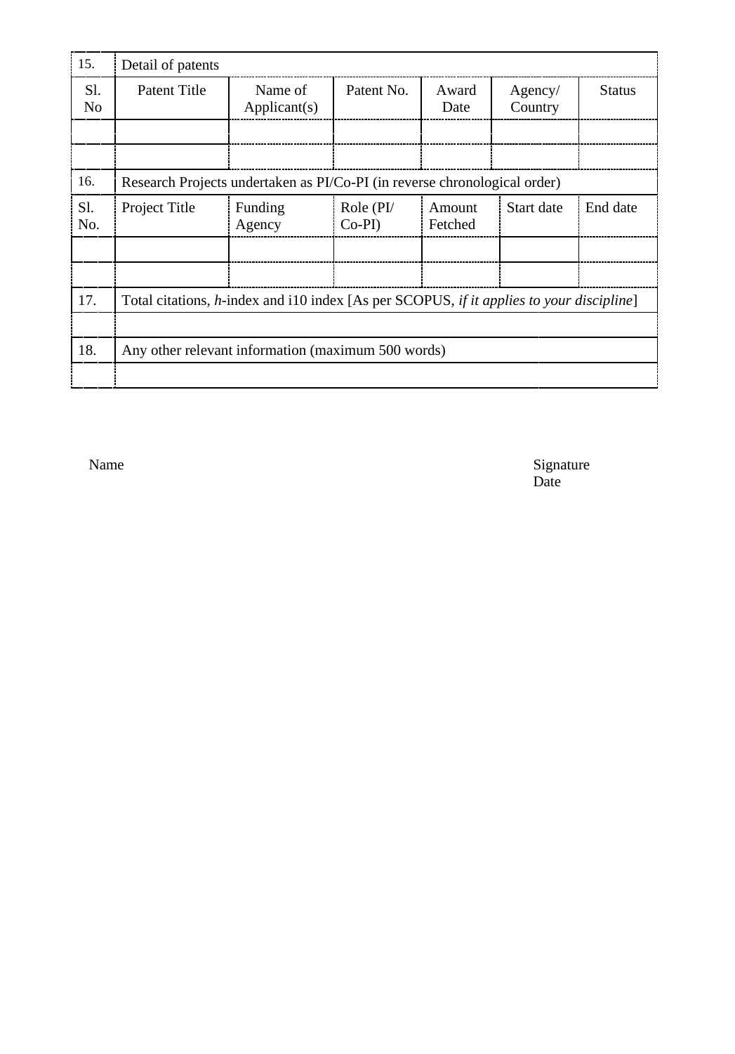| | | | | | | |
|---|---|---|---|---|---|---|
| 15. | Detail of patents | | | | | |
| Sl. No | Patent Title | Name of Applicant(s) | Patent No. | Award Date | Agency/ Country | Status |
| | | | | | | |
| | | | | | | |
| 16. | Research Projects undertaken as PI/Co-PI (in reverse chronological order) | | | | | |
| Sl. No. | Project Title | Funding Agency | Role (PI/ Co-PI) | Amount Fetched | Start date | End date |
| | | | | | | |
| | | | | | | |
| 17. | Total citations, *h*-index and i10 index [As per SCOPUS, *if it applies to your discipline*] | | | | | |
| | | | | | | |
| 18. | Any other relevant information (maximum 500 words) | | | | | |
| | | | | | | |

Name

Signature

Date